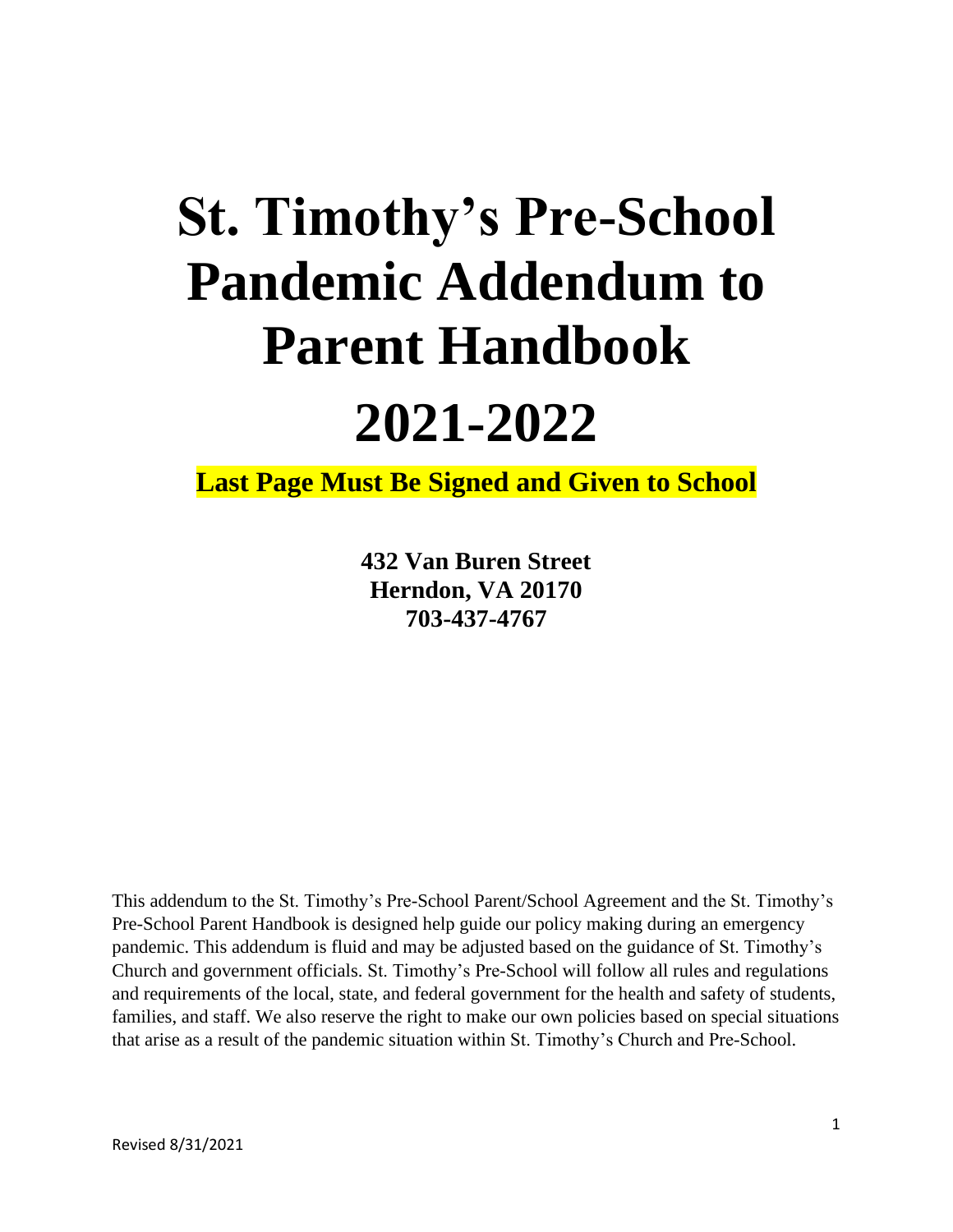# St. Timothy's Pre-School Pandemic Addendum to Parent Handbook

# 2021-2022

**Last Page Must Be Signed and Given to School**

**432 Van Buren Street**
**Herndon, VA 20170**
**703-437-4767**

This addendum to the St. Timothy's Pre-School Parent/School Agreement and the St. Timothy's Pre-School Parent Handbook is designed help guide our policy making during an emergency pandemic. This addendum is fluid and may be adjusted based on the guidance of St. Timothy's Church and government officials. St. Timothy's Pre-School will follow all rules and regulations and requirements of the local, state, and federal government for the health and safety of students, families, and staff. We also reserve the right to make our own policies based on special situations that arise as a result of the pandemic situation within St. Timothy's Church and Pre-School.

Revised 8/31/2021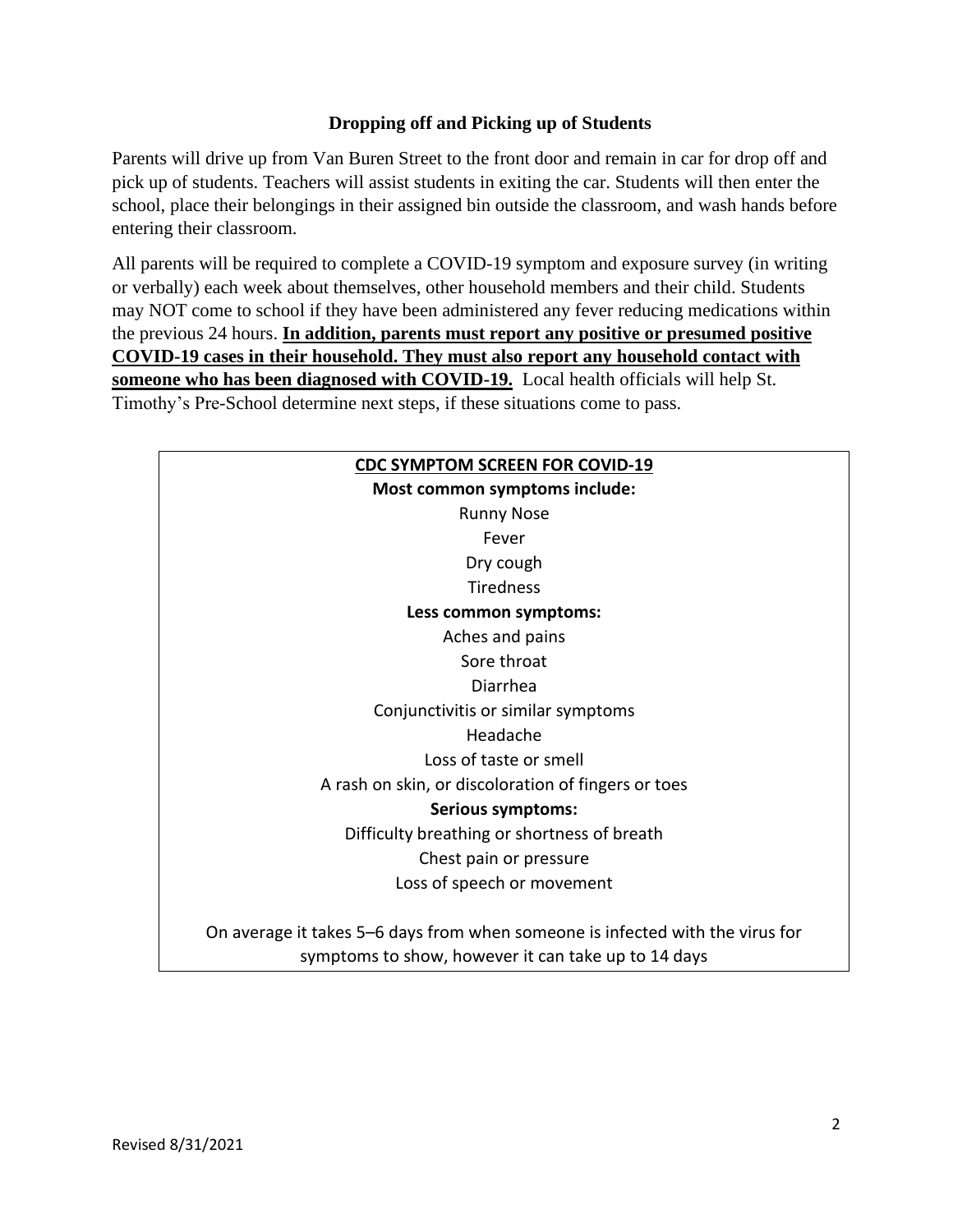## Dropping off and Picking up of Students

Parents will drive up from Van Buren Street to the front door and remain in car for drop off and pick up of students. Teachers will assist students in exiting the car. Students will then enter the school, place their belongings in their assigned bin outside the classroom, and wash hands before entering their classroom.

All parents will be required to complete a COVID-19 symptom and exposure survey (in writing or verbally) each week about themselves, other household members and their child. Students may NOT come to school if they have been administered any fever reducing medications within the previous 24 hours. **In addition, parents must report any positive or presumed positive COVID-19 cases in their household. They must also report any household contact with someone who has been diagnosed with COVID-19.** Local health officials will help St. Timothy's Pre-School determine next steps, if these situations come to pass.

**CDC SYMPTOM SCREEN FOR COVID-19**

**Most common symptoms include:**

Runny Nose
Fever
Dry cough
Tiredness

**Less common symptoms:**

Aches and pains
Sore throat
Diarrhea
Conjunctivitis or similar symptoms
Headache
Loss of taste or smell
A rash on skin, or discoloration of fingers or toes

**Serious symptoms:**

Difficulty breathing or shortness of breath
Chest pain or pressure
Loss of speech or movement

On average it takes 5–6 days from when someone is infected with the virus for symptoms to show, however it can take up to 14 days

Revised 8/31/2021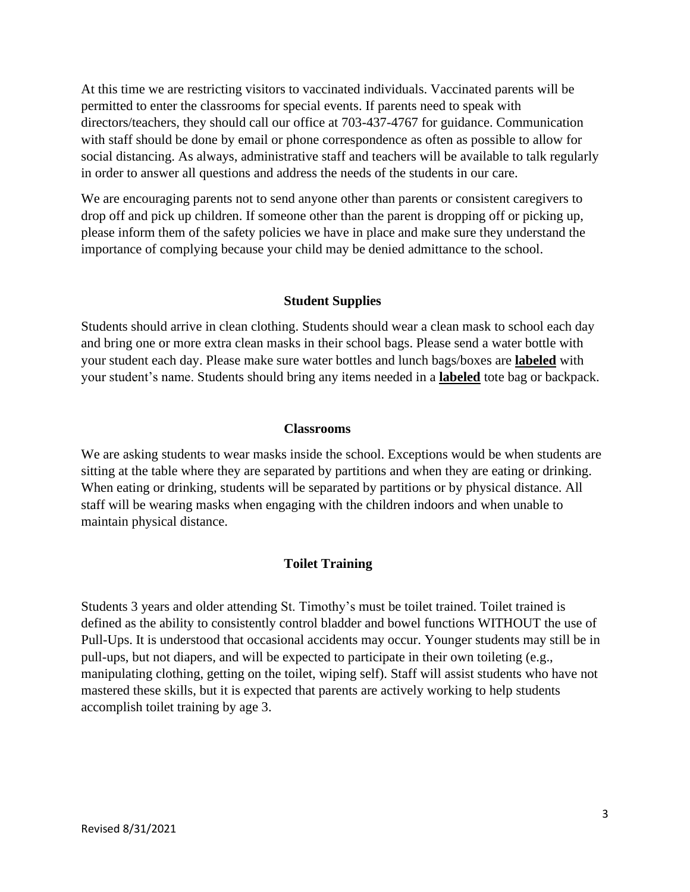At this time we are restricting visitors to vaccinated individuals. Vaccinated parents will be permitted to enter the classrooms for special events. If parents need to speak with directors/teachers, they should call our office at 703-437-4767 for guidance. Communication with staff should be done by email or phone correspondence as often as possible to allow for social distancing. As always, administrative staff and teachers will be available to talk regularly in order to answer all questions and address the needs of the students in our care.

We are encouraging parents not to send anyone other than parents or consistent caregivers to drop off and pick up children. If someone other than the parent is dropping off or picking up, please inform them of the safety policies we have in place and make sure they understand the importance of complying because your child may be denied admittance to the school.

## Student Supplies

Students should arrive in clean clothing. Students should wear a clean mask to school each day and bring one or more extra clean masks in their school bags. Please send a water bottle with your student each day. Please make sure water bottles and lunch bags/boxes are **labeled** with your student's name. Students should bring any items needed in a **labeled** tote bag or backpack.

## Classrooms

We are asking students to wear masks inside the school. Exceptions would be when students are sitting at the table where they are separated by partitions and when they are eating or drinking. When eating or drinking, students will be separated by partitions or by physical distance. All staff will be wearing masks when engaging with the children indoors and when unable to maintain physical distance.

## Toilet Training

Students 3 years and older attending St. Timothy's must be toilet trained. Toilet trained is defined as the ability to consistently control bladder and bowel functions WITHOUT the use of Pull-Ups. It is understood that occasional accidents may occur. Younger students may still be in pull-ups, but not diapers, and will be expected to participate in their own toileting (e.g., manipulating clothing, getting on the toilet, wiping self). Staff will assist students who have not mastered these skills, but it is expected that parents are actively working to help students accomplish toilet training by age 3.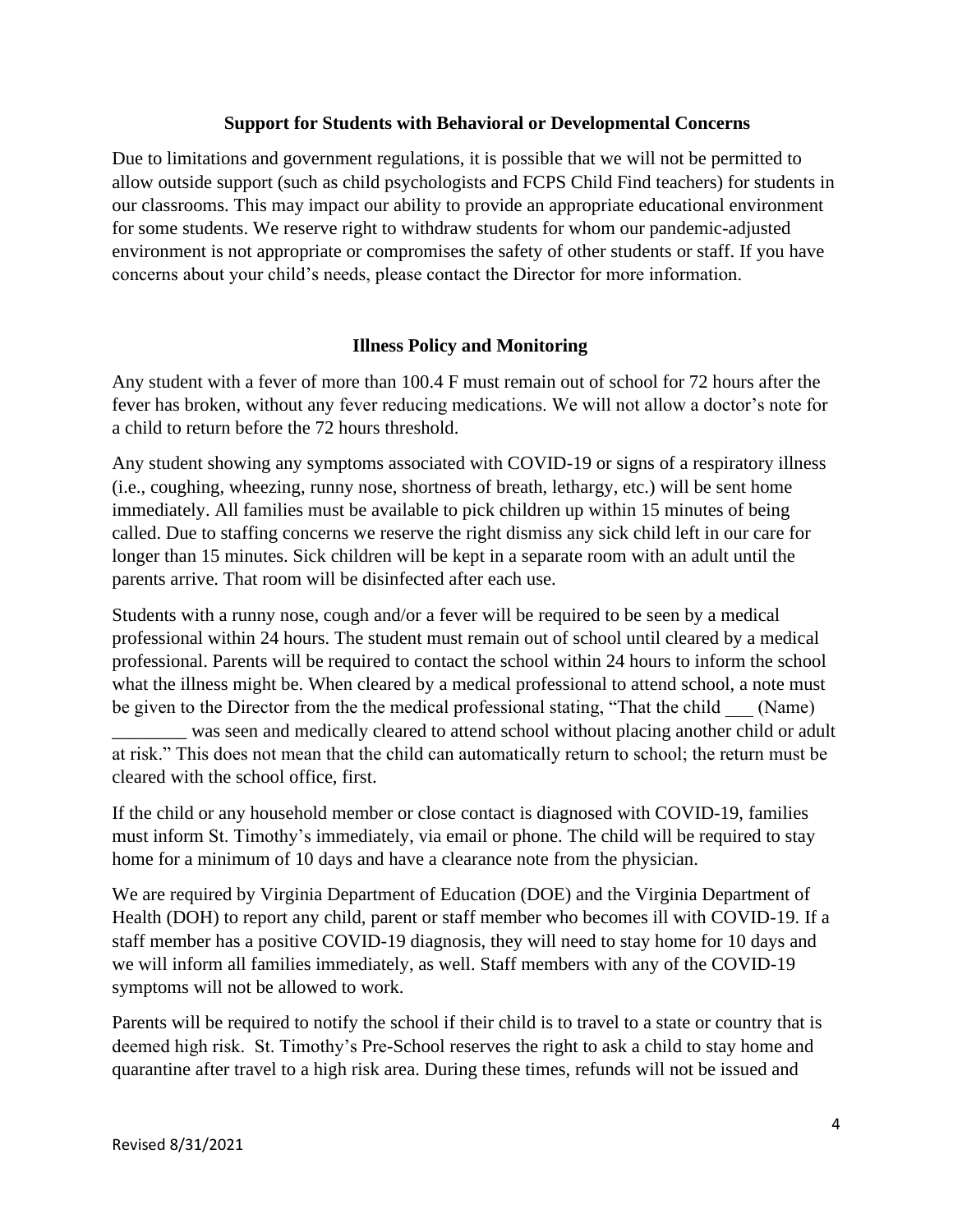### Support for Students with Behavioral or Developmental Concerns

Due to limitations and government regulations, it is possible that we will not be permitted to allow outside support (such as child psychologists and FCPS Child Find teachers) for students in our classrooms. This may impact our ability to provide an appropriate educational environment for some students. We reserve right to withdraw students for whom our pandemic-adjusted environment is not appropriate or compromises the safety of other students or staff. If you have concerns about your child's needs, please contact the Director for more information.

### Illness Policy and Monitoring

Any student with a fever of more than 100.4 F must remain out of school for 72 hours after the fever has broken, without any fever reducing medications. We will not allow a doctor's note for a child to return before the 72 hours threshold.

Any student showing any symptoms associated with COVID-19 or signs of a respiratory illness (i.e., coughing, wheezing, runny nose, shortness of breath, lethargy, etc.) will be sent home immediately. All families must be available to pick children up within 15 minutes of being called. Due to staffing concerns we reserve the right dismiss any sick child left in our care for longer than 15 minutes. Sick children will be kept in a separate room with an adult until the parents arrive. That room will be disinfected after each use.

Students with a runny nose, cough and/or a fever will be required to be seen by a medical professional within 24 hours. The student must remain out of school until cleared by a medical professional. Parents will be required to contact the school within 24 hours to inform the school what the illness might be. When cleared by a medical professional to attend school, a note must be given to the Director from the the medical professional stating, "That the child ___ (Name) ________ was seen and medically cleared to attend school without placing another child or adult at risk." This does not mean that the child can automatically return to school; the return must be cleared with the school office, first.

If the child or any household member or close contact is diagnosed with COVID-19, families must inform St. Timothy's immediately, via email or phone. The child will be required to stay home for a minimum of 10 days and have a clearance note from the physician.

We are required by Virginia Department of Education (DOE) and the Virginia Department of Health (DOH) to report any child, parent or staff member who becomes ill with COVID-19. If a staff member has a positive COVID-19 diagnosis, they will need to stay home for 10 days and we will inform all families immediately, as well. Staff members with any of the COVID-19 symptoms will not be allowed to work.

Parents will be required to notify the school if their child is to travel to a state or country that is deemed high risk. St. Timothy's Pre-School reserves the right to ask a child to stay home and quarantine after travel to a high risk area. During these times, refunds will not be issued and

Revised 8/31/2021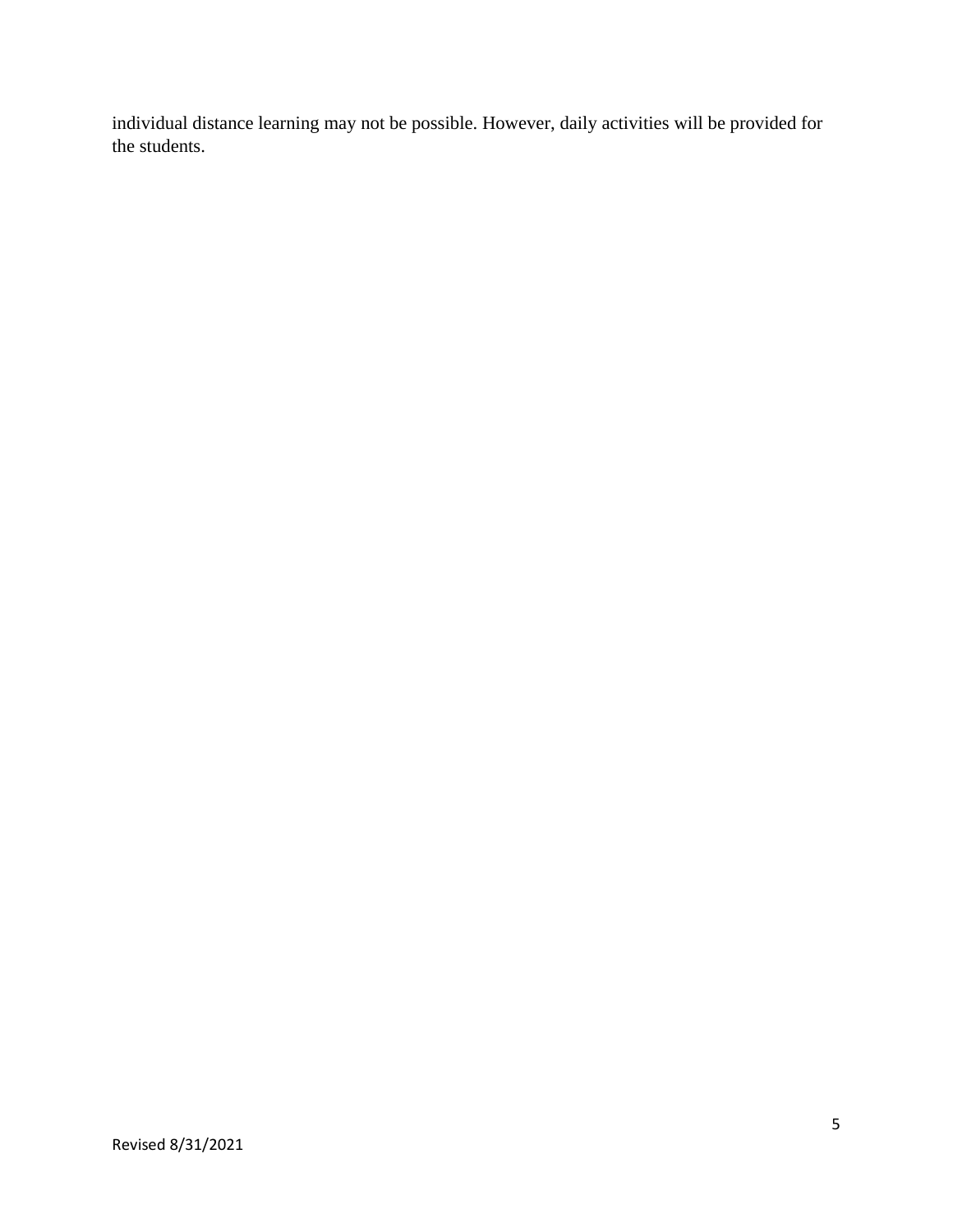individual distance learning may not be possible. However, daily activities will be provided for the students.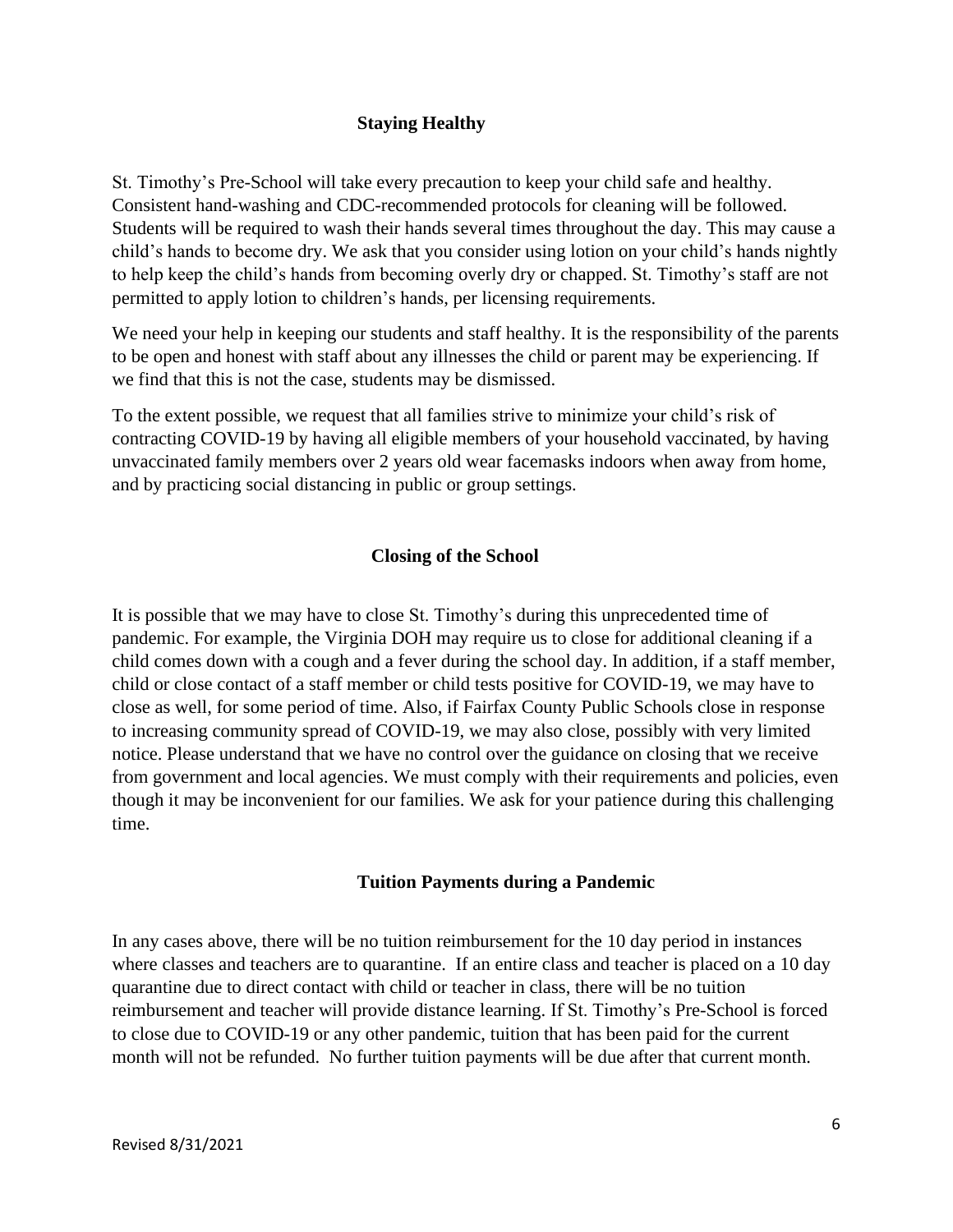## Staying Healthy

St. Timothy's Pre-School will take every precaution to keep your child safe and healthy. Consistent hand-washing and CDC-recommended protocols for cleaning will be followed. Students will be required to wash their hands several times throughout the day. This may cause a child's hands to become dry. We ask that you consider using lotion on your child's hands nightly to help keep the child's hands from becoming overly dry or chapped. St. Timothy's staff are not permitted to apply lotion to children's hands, per licensing requirements.

We need your help in keeping our students and staff healthy. It is the responsibility of the parents to be open and honest with staff about any illnesses the child or parent may be experiencing. If we find that this is not the case, students may be dismissed.

To the extent possible, we request that all families strive to minimize your child's risk of contracting COVID-19 by having all eligible members of your household vaccinated, by having unvaccinated family members over 2 years old wear facemasks indoors when away from home, and by practicing social distancing in public or group settings.

## Closing of the School

It is possible that we may have to close St. Timothy's during this unprecedented time of pandemic. For example, the Virginia DOH may require us to close for additional cleaning if a child comes down with a cough and a fever during the school day. In addition, if a staff member, child or close contact of a staff member or child tests positive for COVID-19, we may have to close as well, for some period of time. Also, if Fairfax County Public Schools close in response to increasing community spread of COVID-19, we may also close, possibly with very limited notice. Please understand that we have no control over the guidance on closing that we receive from government and local agencies. We must comply with their requirements and policies, even though it may be inconvenient for our families. We ask for your patience during this challenging time.

## Tuition Payments during a Pandemic

In any cases above, there will be no tuition reimbursement for the 10 day period in instances where classes and teachers are to quarantine. If an entire class and teacher is placed on a 10 day quarantine due to direct contact with child or teacher in class, there will be no tuition reimbursement and teacher will provide distance learning. If St. Timothy's Pre-School is forced to close due to COVID-19 or any other pandemic, tuition that has been paid for the current month will not be refunded. No further tuition payments will be due after that current month.

Revised 8/31/2021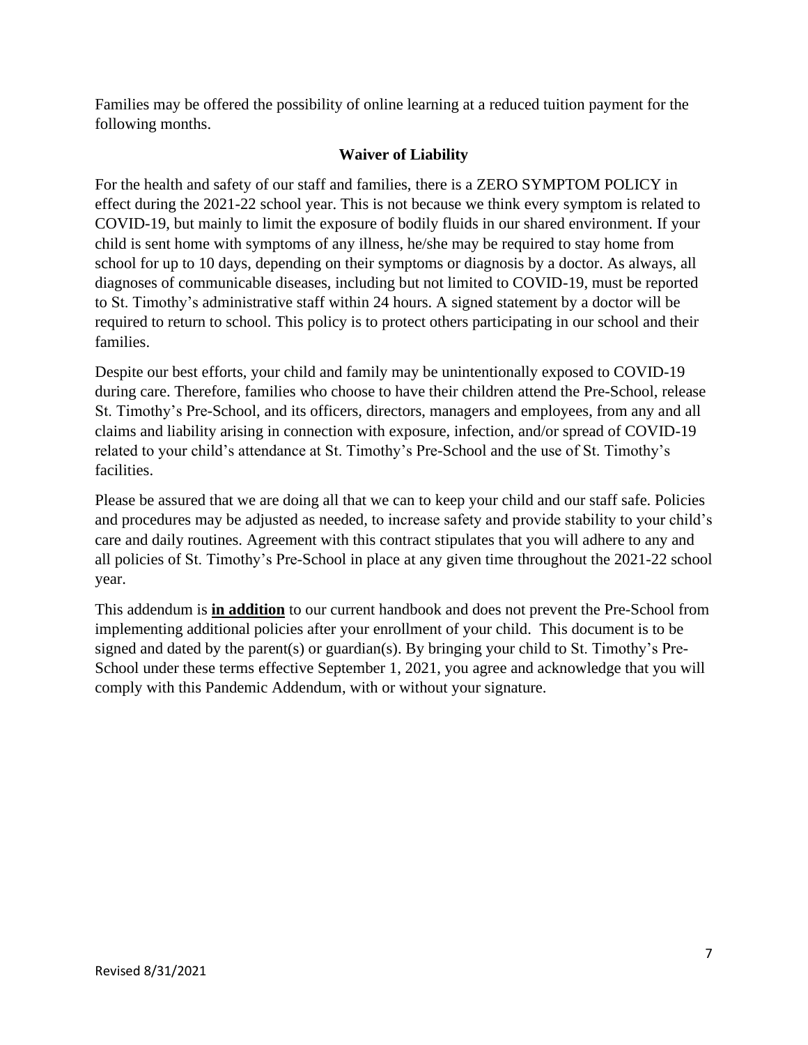Families may be offered the possibility of online learning at a reduced tuition payment for the following months.

## Waiver of Liability

For the health and safety of our staff and families, there is a ZERO SYMPTOM POLICY in effect during the 2021-22 school year. This is not because we think every symptom is related to COVID-19, but mainly to limit the exposure of bodily fluids in our shared environment. If your child is sent home with symptoms of any illness, he/she may be required to stay home from school for up to 10 days, depending on their symptoms or diagnosis by a doctor. As always, all diagnoses of communicable diseases, including but not limited to COVID-19, must be reported to St. Timothy's administrative staff within 24 hours. A signed statement by a doctor will be required to return to school. This policy is to protect others participating in our school and their families.

Despite our best efforts, your child and family may be unintentionally exposed to COVID-19 during care. Therefore, families who choose to have their children attend the Pre-School, release St. Timothy's Pre-School, and its officers, directors, managers and employees, from any and all claims and liability arising in connection with exposure, infection, and/or spread of COVID-19 related to your child's attendance at St. Timothy's Pre-School and the use of St. Timothy's facilities.

Please be assured that we are doing all that we can to keep your child and our staff safe. Policies and procedures may be adjusted as needed, to increase safety and provide stability to your child's care and daily routines. Agreement with this contract stipulates that you will adhere to any and all policies of St. Timothy's Pre-School in place at any given time throughout the 2021-22 school year.

This addendum is **in addition** to our current handbook and does not prevent the Pre-School from implementing additional policies after your enrollment of your child. This document is to be signed and dated by the parent(s) or guardian(s). By bringing your child to St. Timothy's Pre-School under these terms effective September 1, 2021, you agree and acknowledge that you will comply with this Pandemic Addendum, with or without your signature.

Revised 8/31/2021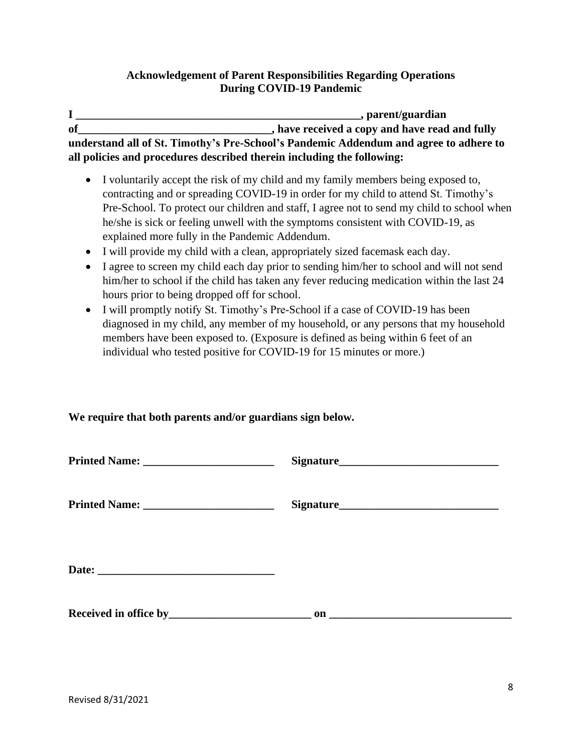## Acknowledgement of Parent Responsibilities Regarding Operations During COVID-19 Pandemic

**I \_\_\_\_\_\_\_\_\_\_\_\_\_\_\_\_\_\_\_\_\_\_\_\_\_\_\_\_\_\_\_\_\_\_\_\_\_\_\_\_\_\_\_\_\_\_\_\_\_\_\_\_, parent/guardian of\_\_\_\_\_\_\_\_\_\_\_\_\_\_\_\_\_\_\_\_\_\_\_\_\_\_\_\_\_\_\_\_\_\_\_\_, have received a copy and have read and fully understand all of St. Timothy's Pre-School's Pandemic Addendum and agree to adhere to all policies and procedures described therein including the following:**

- I voluntarily accept the risk of my child and my family members being exposed to, contracting and or spreading COVID-19 in order for my child to attend St. Timothy's Pre-School. To protect our children and staff, I agree not to send my child to school when he/she is sick or feeling unwell with the symptoms consistent with COVID-19, as explained more fully in the Pandemic Addendum.
- I will provide my child with a clean, appropriately sized facemask each day.
- I agree to screen my child each day prior to sending him/her to school and will not send him/her to school if the child has taken any fever reducing medication within the last 24 hours prior to being dropped off for school.
- I will promptly notify St. Timothy's Pre-School if a case of COVID-19 has been diagnosed in my child, any member of my household, or any persons that my household members have been exposed to. (Exposure is defined as being within 6 feet of an individual who tested positive for COVID-19 for 15 minutes or more.)

**We require that both parents and/or guardians sign below.**

**Printed Name: \_\_\_\_\_\_\_\_\_\_\_\_\_\_\_\_\_\_\_\_\_\_\_\_** **Signature\_\_\_\_\_\_\_\_\_\_\_\_\_\_\_\_\_\_\_\_\_\_\_\_\_\_\_\_\_\_**

**Printed Name: \_\_\_\_\_\_\_\_\_\_\_\_\_\_\_\_\_\_\_\_\_\_\_\_** **Signature\_\_\_\_\_\_\_\_\_\_\_\_\_\_\_\_\_\_\_\_\_\_\_\_\_\_\_\_\_\_**

**Date: \_\_\_\_\_\_\_\_\_\_\_\_\_\_\_\_\_\_\_\_\_\_\_\_\_\_\_\_\_\_\_\_**

**Received in office by\_\_\_\_\_\_\_\_\_\_\_\_\_\_\_\_\_\_\_\_\_\_\_\_\_\_ on \_\_\_\_\_\_\_\_\_\_\_\_\_\_\_\_\_\_\_\_\_\_\_\_\_\_\_\_\_\_\_\_\_\_**

Revised 8/31/2021